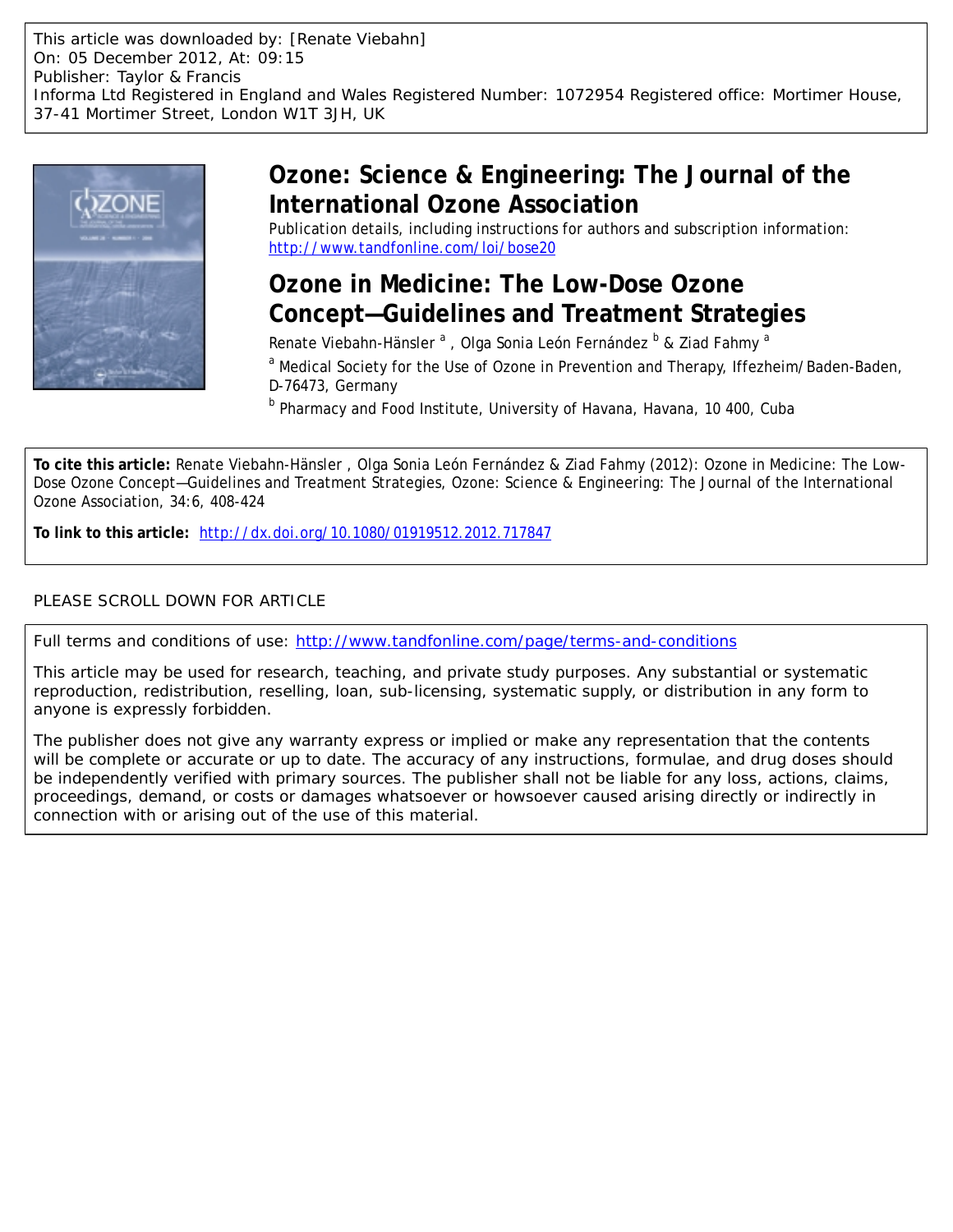This article was downloaded by: [Renate Viebahn]
On: 05 December 2012, At: 09:15
Publisher: Taylor & Francis
Informa Ltd Registered in England and Wales Registered Number: 1072954 Registered office: Mortimer House, 37-41 Mortimer Street, London W1T 3JH, UK

# Ozone: Science & Engineering: The Journal of the International Ozone Association

Publication details, including instructions for authors and subscription information:
http://www.tandfonline.com/loi/bose20

## Ozone in Medicine: The Low-Dose Ozone Concept—Guidelines and Treatment Strategies

Renate Viebahn-Hänsler [a], Olga Sonia León Fernández [b] & Ziad Fahmy [a]

[a] Medical Society for the Use of Ozone in Prevention and Therapy, Iffezheim/Baden-Baden, D-76473, Germany

[b] Pharmacy and Food Institute, University of Havana, Havana, 10 400, Cuba

**To cite this article:** Renate Viebahn-Hänsler , Olga Sonia León Fernández & Ziad Fahmy (2012): Ozone in Medicine: The Low-Dose Ozone Concept—Guidelines and Treatment Strategies, Ozone: Science & Engineering: The Journal of the International Ozone Association, 34:6, 408-424

**To link to this article:** http://dx.doi.org/10.1080/01919512.2012.717847

PLEASE SCROLL DOWN FOR ARTICLE

Full terms and conditions of use: http://www.tandfonline.com/page/terms-and-conditions

This article may be used for research, teaching, and private study purposes. Any substantial or systematic reproduction, redistribution, reselling, loan, sub-licensing, systematic supply, or distribution in any form to anyone is expressly forbidden.

The publisher does not give any warranty express or implied or make any representation that the contents will be complete or accurate or up to date. The accuracy of any instructions, formulae, and drug doses should be independently verified with primary sources. The publisher shall not be liable for any loss, actions, claims, proceedings, demand, or costs or damages whatsoever or howsoever caused arising directly or indirectly in connection with or arising out of the use of this material.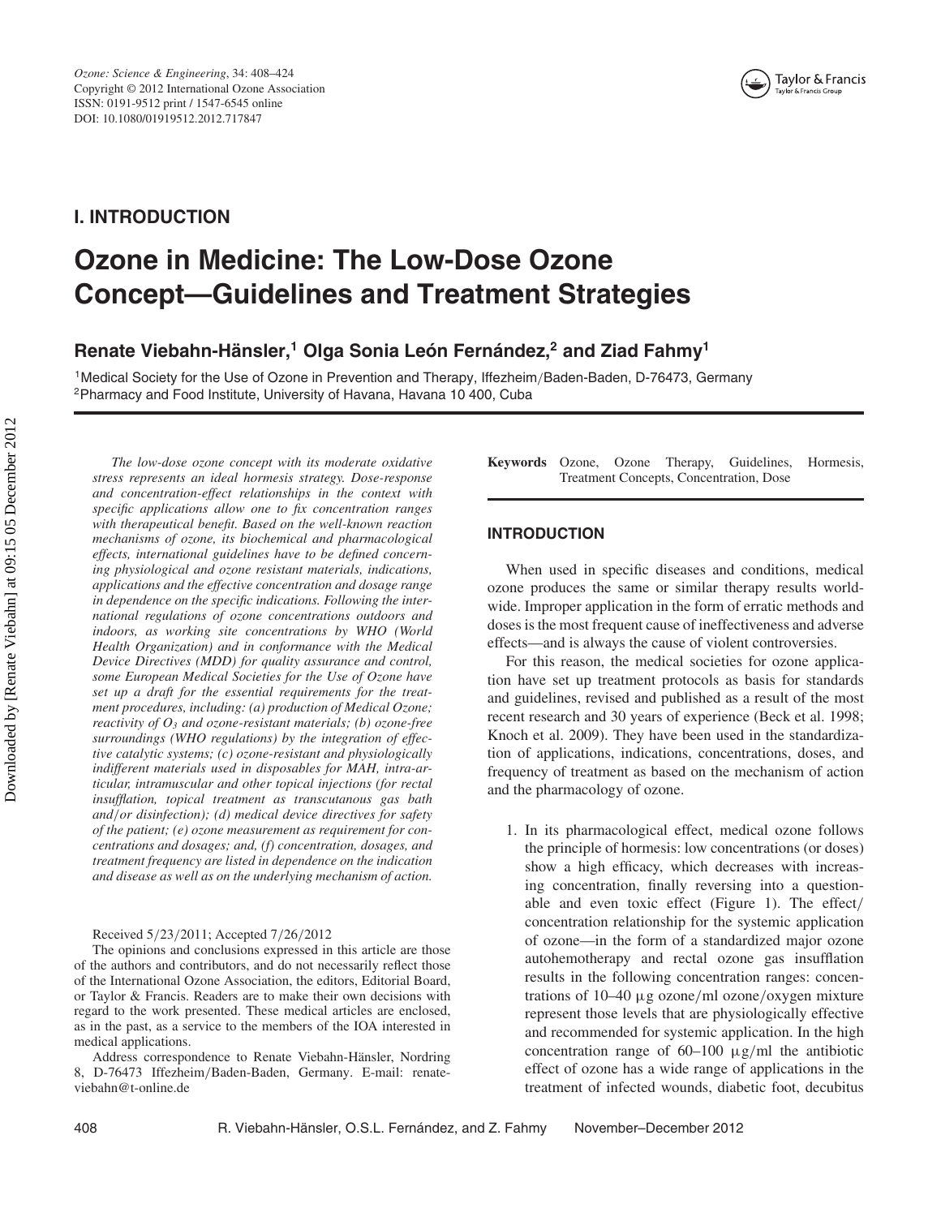I. INTRODUCTION

# Ozone in Medicine: The Low-Dose Ozone Concept—Guidelines and Treatment Strategies

**Renate Viebahn-Hänsler,[1] Olga Sonia León Fernández,[2] and Ziad Fahmy[1]**

[1]Medical Society for the Use of Ozone in Prevention and Therapy, Iffezheim/Baden-Baden, D-76473, Germany
[2]Pharmacy and Food Institute, University of Havana, Havana 10 400, Cuba

*The low-dose ozone concept with its moderate oxidative stress represents an ideal hormesis strategy. Dose-response and concentration-effect relationships in the context with specific applications allow one to fix concentration ranges with therapeutical benefit. Based on the well-known reaction mechanisms of ozone, its biochemical and pharmacological effects, international guidelines have to be defined concerning physiological and ozone resistant materials, indications, applications and the effective concentration and dosage range in dependence on the specific indications. Following the international regulations of ozone concentrations outdoors and indoors, as working site concentrations by WHO (World Health Organization) and in conformance with the Medical Device Directives (MDD) for quality assurance and control, some European Medical Societies for the Use of Ozone have set up a draft for the essential requirements for the treatment procedures, including: (a) production of Medical Ozone; reactivity of $O_3$ and ozone-resistant materials; (b) ozone-free surroundings (WHO regulations) by the integration of effective catalytic systems; (c) ozone-resistant and physiologically indifferent materials used in disposables for MAH, intra-articular, intramuscular and other topical injections (for rectal insufflation, topical treatment as transcutanous gas bath and/or disinfection); (d) medical device directives for safety of the patient; (e) ozone measurement as requirement for concentrations and dosages; and, (f) concentration, dosages, and treatment frequency are listed in dependence on the indication and disease as well as on the underlying mechanism of action.*

Received 5/23/2011; Accepted 7/26/2012

The opinions and conclusions expressed in this article are those of the authors and contributors, and do not necessarily reflect those of the International Ozone Association, the editors, Editorial Board, or Taylor & Francis. Readers are to make their own decisions with regard to the work presented. These medical articles are enclosed, as in the past, as a service to the members of the IOA interested in medical applications.

Address correspondence to Renate Viebahn-Hänsler, Nordring 8, D-76473 Iffezheim/Baden-Baden, Germany. E-mail: renate-viebahn@t-online.de

**Keywords** Ozone, Ozone Therapy, Guidelines, Hormesis, Treatment Concepts, Concentration, Dose

## INTRODUCTION

When used in specific diseases and conditions, medical ozone produces the same or similar therapy results worldwide. Improper application in the form of erratic methods and doses is the most frequent cause of ineffectiveness and adverse effects—and is always the cause of violent controversies.

For this reason, the medical societies for ozone application have set up treatment protocols as basis for standards and guidelines, revised and published as a result of the most recent research and 30 years of experience (Beck et al. 1998; Knoch et al. 2009). They have been used in the standardization of applications, indications, concentrations, doses, and frequency of treatment as based on the mechanism of action and the pharmacology of ozone.

1. In its pharmacological effect, medical ozone follows the principle of hormesis: low concentrations (or doses) show a high efficacy, which decreases with increasing concentration, finally reversing into a questionable and even toxic effect (Figure 1). The effect/concentration relationship for the systemic application of ozone—in the form of a standardized major ozone autohemotherapy and rectal ozone gas insufflation results in the following concentration ranges: concentrations of 10–40 μg ozone/ml ozone/oxygen mixture represent those levels that are physiologically effective and recommended for systemic application. In the high concentration range of 60–100 μg/ml the antibiotic effect of ozone has a wide range of applications in the treatment of infected wounds, diabetic foot, decubitus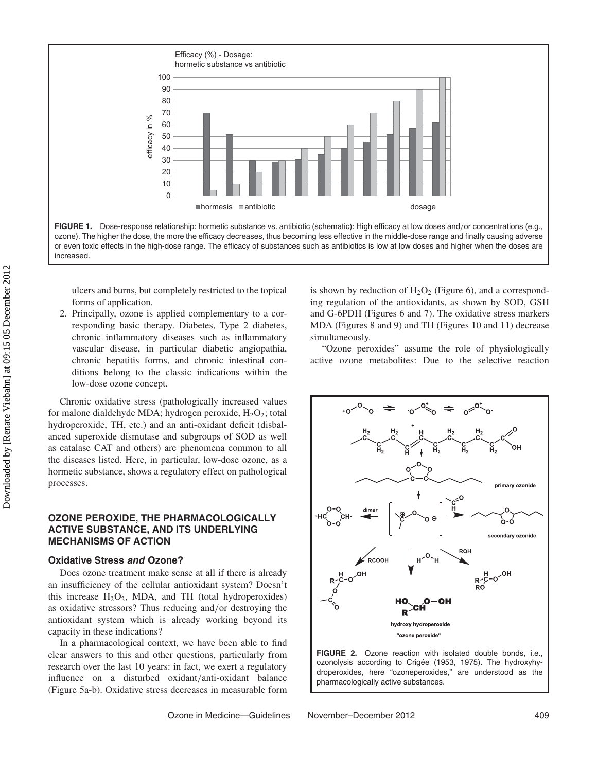FIGURE 1. Dose-response relationship: hormetic substance vs. antibiotic (schematic): High efficacy at low doses and/or concentrations (e.g., ozone). The higher the dose, the more the efficacy decreases, thus becoming less effective in the middle-dose range and finally causing adverse or even toxic effects in the high-dose range. The efficacy of substances such as antibiotics is low at low doses and higher when the doses are increased.

ulcers and burns, but completely restricted to the topical forms of application.

2. Principally, ozone is applied complementary to a corresponding basic therapy. Diabetes, Type 2 diabetes, chronic inflammatory diseases such as inflammatory vascular disease, in particular diabetic angiopathia, chronic hepatitis forms, and chronic intestinal conditions belong to the classic indications within the low-dose ozone concept.

Chronic oxidative stress (pathologically increased values for malone dialdehyde MDA; hydrogen peroxide, $H_2O_2$; total hydroperoxide, TH, etc.) and an anti-oxidant deficit (disbalanced superoxide dismutase and subgroups of SOD as well as catalase CAT and others) are phenomena common to all the diseases listed. Here, in particular, low-dose ozone, as a hormetic substance, shows a regulatory effect on pathological processes.

## OZONE PEROXIDE, THE PHARMACOLOGICALLY ACTIVE SUBSTANCE, AND ITS UNDERLYING MECHANISMS OF ACTION

### Oxidative Stress *and* Ozone?

Does ozone treatment make sense at all if there is already an insufficiency of the cellular antioxidant system? Doesn't this increase $H_2O_2$, MDA, and TH (total hydroperoxides) as oxidative stressors? Thus reducing and/or destroying the antioxidant system which is already working beyond its capacity in these indications?

In a pharmacological context, we have been able to find clear answers to this and other questions, particularly from research over the last 10 years: in fact, we exert a regulatory influence on a disturbed oxidant/anti-oxidant balance (Figure 5a-b). Oxidative stress decreases in measurable form is shown by reduction of $H_2O_2$ (Figure 6), and a corresponding regulation of the antioxidants, as shown by SOD, GSH and G-6PDH (Figures 6 and 7). The oxidative stress markers MDA (Figures 8 and 9) and TH (Figures 10 and 11) decrease simultaneously.

"Ozone peroxides" assume the role of physiologically active ozone metabolites: Due to the selective reaction

FIGURE 2. Ozone reaction with isolated double bonds, i.e., ozonolysis according to Crigée (1953, 1975). The hydroxyhydroperoxides, here "ozoneperoxides," are understood as the pharmacologically active substances.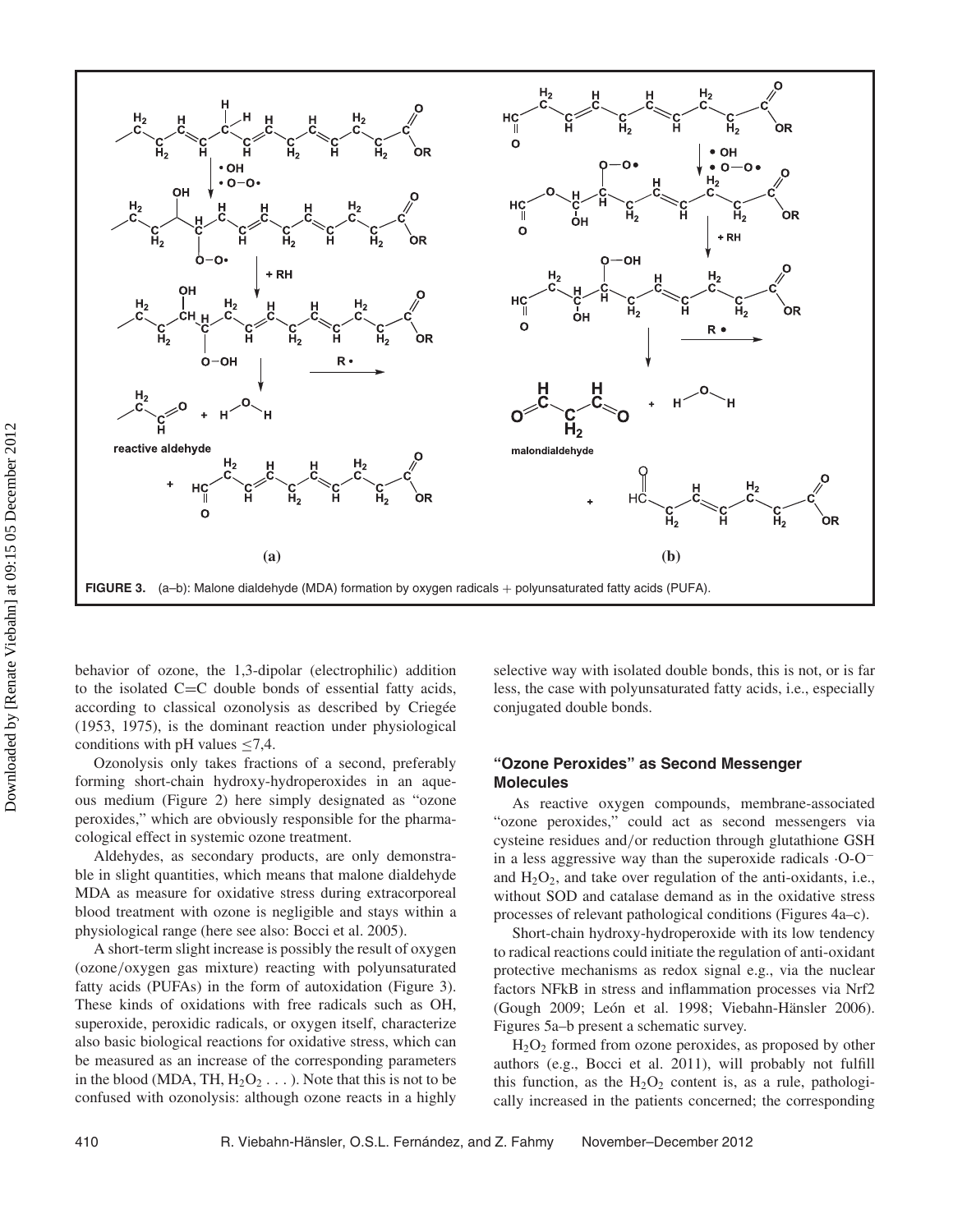FIGURE 3. (a–b): Malone dialdehyde (MDA) formation by oxygen radicals + polyunsaturated fatty acids (PUFA).

behavior of ozone, the 1,3-dipolar (electrophilic) addition to the isolated C=C double bonds of essential fatty acids, according to classical ozonolysis as described by Criegée (1953, 1975), is the dominant reaction under physiological conditions with pH values ≤7,4.

Ozonolysis only takes fractions of a second, preferably forming short-chain hydroxy-hydroperoxides in an aqueous medium (Figure 2) here simply designated as "ozone peroxides," which are obviously responsible for the pharmacological effect in systemic ozone treatment.

Aldehydes, as secondary products, are only demonstrable in slight quantities, which means that malone dialdehyde MDA as measure for oxidative stress during extracorporeal blood treatment with ozone is negligible and stays within a physiological range (here see also: Bocci et al. 2005).

A short-term slight increase is possibly the result of oxygen (ozone/oxygen gas mixture) reacting with polyunsaturated fatty acids (PUFAs) in the form of autoxidation (Figure 3). These kinds of oxidations with free radicals such as OH, superoxide, peroxidic radicals, or oxygen itself, characterize also basic biological reactions for oxidative stress, which can be measured as an increase of the corresponding parameters in the blood (MDA, TH, $H_2O_2$ . . . ). Note that this is not to be confused with ozonolysis: although ozone reacts in a highly selective way with isolated double bonds, this is not, or is far less, the case with polyunsaturated fatty acids, i.e., especially conjugated double bonds.

### "Ozone Peroxides" as Second Messenger Molecules

As reactive oxygen compounds, membrane-associated "ozone peroxides," could act as second messengers via cysteine residues and/or reduction through glutathione GSH in a less aggressive way than the superoxide radicals ·O-O$^-$ and $H_2O_2$, and take over regulation of the anti-oxidants, i.e., without SOD and catalase demand as in the oxidative stress processes of relevant pathological conditions (Figures 4a–c).

Short-chain hydroxy-hydroperoxide with its low tendency to radical reactions could initiate the regulation of anti-oxidant protective mechanisms as redox signal e.g., via the nuclear factors NFkB in stress and inflammation processes via Nrf2 (Gough 2009; León et al. 1998; Viebahn-Hänsler 2006). Figures 5a–b present a schematic survey.

$H_2O_2$ formed from ozone peroxides, as proposed by other authors (e.g., Bocci et al. 2011), will probably not fulfill this function, as the $H_2O_2$ content is, as a rule, pathologically increased in the patients concerned; the corresponding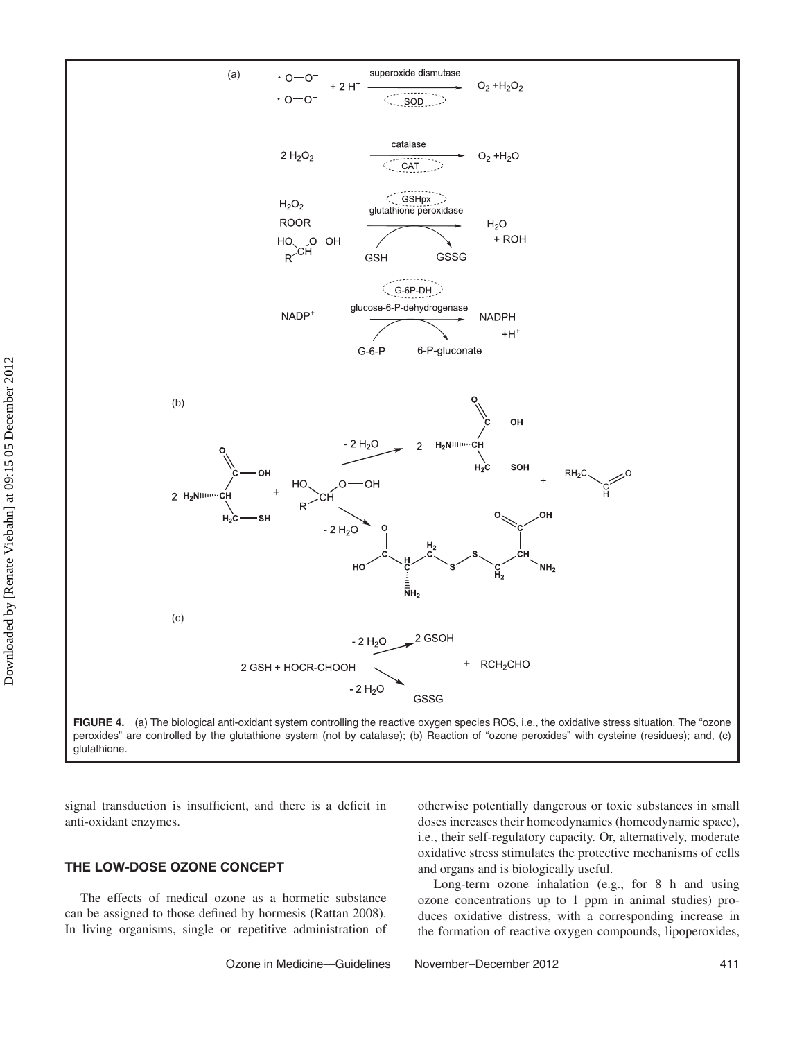FIGURE 4. (a) The biological anti-oxidant system controlling the reactive oxygen species ROS, i.e., the oxidative stress situation. The "ozone peroxides" are controlled by the glutathione system (not by catalase); (b) Reaction of "ozone peroxides" with cysteine (residues); and, (c) glutathione.

signal transduction is insufficient, and there is a deficit in anti-oxidant enzymes.

## THE LOW-DOSE OZONE CONCEPT

The effects of medical ozone as a hormetic substance can be assigned to those defined by hormesis (Rattan 2008). In living organisms, single or repetitive administration of otherwise potentially dangerous or toxic substances in small doses increases their homeodynamics (homeodynamic space), i.e., their self-regulatory capacity. Or, alternatively, moderate oxidative stress stimulates the protective mechanisms of cells and organs and is biologically useful.

Long-term ozone inhalation (e.g., for 8 h and using ozone concentrations up to 1 ppm in animal studies) produces oxidative distress, with a corresponding increase in the formation of reactive oxygen compounds, lipoperoxides,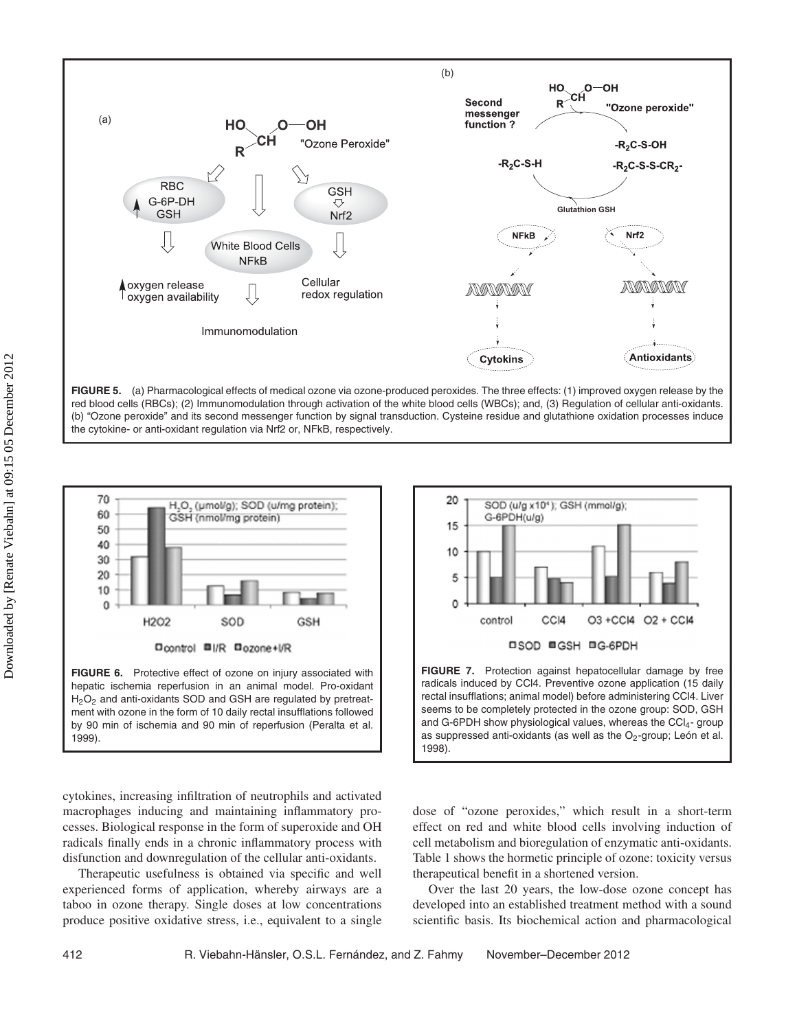**FIGURE 5.** (a) Pharmacological effects of medical ozone via ozone-produced peroxides. The three effects: (1) improved oxygen release by the red blood cells (RBCs); (2) Immunomodulation through activation of the white blood cells (WBCs); and, (3) Regulation of cellular anti-oxidants. (b) "Ozone peroxide" and its second messenger function by signal transduction. Cysteine residue and glutathione oxidation processes induce the cytokine- or anti-oxidant regulation via Nrf2 or, NFkB, respectively.

**FIGURE 6.** Protective effect of ozone on injury associated with hepatic ischemia reperfusion in an animal model. Pro-oxidant $H_2O_2$ and anti-oxidants SOD and GSH are regulated by pretreatment with ozone in the form of 10 daily rectal insufflations followed by 90 min of ischemia and 90 min of reperfusion (Peralta et al. 1999).

**FIGURE 7.** Protection against hepatocellular damage by free radicals induced by CCl4. Preventive ozone application (15 daily rectal insufflations; animal model) before administering CCl4. Liver seems to be completely protected in the ozone group: SOD, GSH and G-6PDH show physiological values, whereas the $CCl_4$- group as suppressed anti-oxidants (as well as the $O_2$-group; León et al. 1998).

cytokines, increasing infiltration of neutrophils and activated macrophages inducing and maintaining inflammatory processes. Biological response in the form of superoxide and OH radicals finally ends in a chronic inflammatory process with disfunction and downregulation of the cellular anti-oxidants.

Therapeutic usefulness is obtained via specific and well experienced forms of application, whereby airways are a taboo in ozone therapy. Single doses at low concentrations produce positive oxidative stress, i.e., equivalent to a single dose of "ozone peroxides," which result in a short-term effect on red and white blood cells involving induction of cell metabolism and bioregulation of enzymatic anti-oxidants. Table 1 shows the hormetic principle of ozone: toxicity versus therapeutical benefit in a shortened version.

Over the last 20 years, the low-dose ozone concept has developed into an established treatment method with a sound scientific basis. Its biochemical action and pharmacological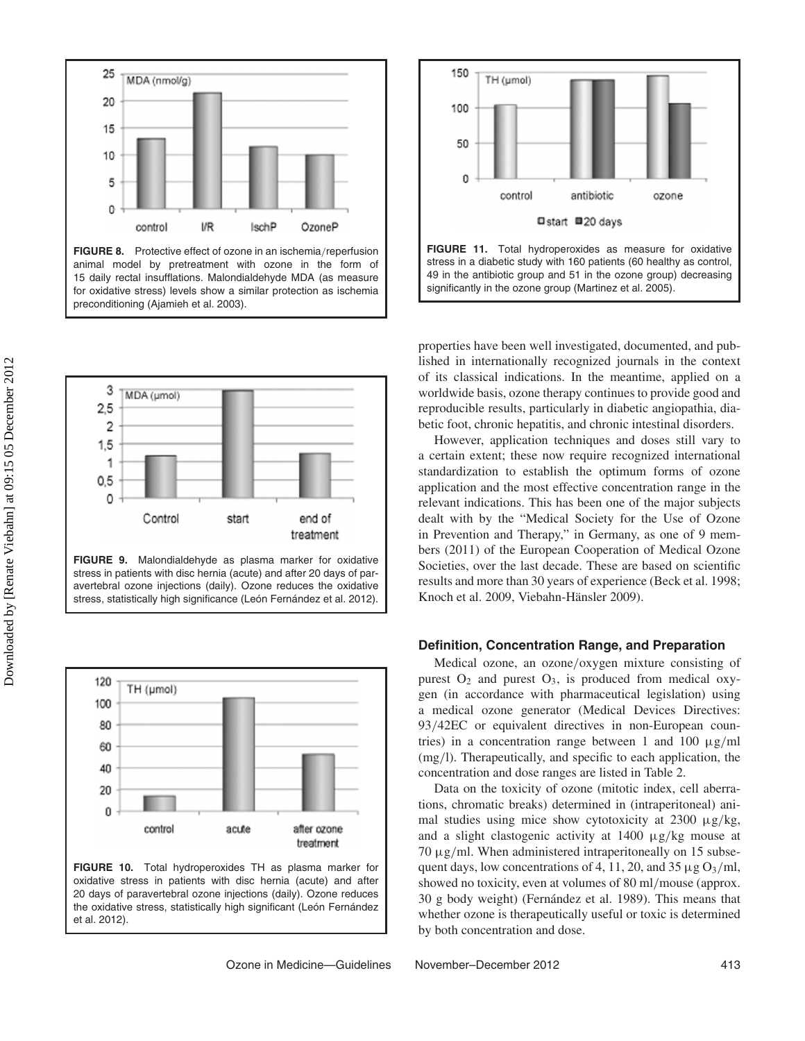FIGURE 8. Protective effect of ozone in an ischemia/reperfusion animal model by pretreatment with ozone in the form of 15 daily rectal insufflations. Malondialdehyde MDA (as measure for oxidative stress) levels show a similar protection as ischemia preconditioning (Ajamieh et al. 2003).

FIGURE 9. Malondialdehyde as plasma marker for oxidative stress in patients with disc hernia (acute) and after 20 days of paravertebral ozone injections (daily). Ozone reduces the oxidative stress, statistically high significance (León Fernández et al. 2012).

FIGURE 10. Total hydroperoxides TH as plasma marker for oxidative stress in patients with disc hernia (acute) and after 20 days of paravertebral ozone injections (daily). Ozone reduces the oxidative stress, statistically high significant (León Fernández et al. 2012).

FIGURE 11. Total hydroperoxides as measure for oxidative stress in a diabetic study with 160 patients (60 healthy as control, 49 in the antibiotic group and 51 in the ozone group) decreasing significantly in the ozone group (Martinez et al. 2005).

properties have been well investigated, documented, and published in internationally recognized journals in the context of its classical indications. In the meantime, applied on a worldwide basis, ozone therapy continues to provide good and reproducible results, particularly in diabetic angiopathia, diabetic foot, chronic hepatitis, and chronic intestinal disorders.

However, application techniques and doses still vary to a certain extent; these now require recognized international standardization to establish the optimum forms of ozone application and the most effective concentration range in the relevant indications. This has been one of the major subjects dealt with by the "Medical Society for the Use of Ozone in Prevention and Therapy," in Germany, as one of 9 members (2011) of the European Cooperation of Medical Ozone Societies, over the last decade. These are based on scientific results and more than 30 years of experience (Beck et al. 1998; Knoch et al. 2009, Viebahn-Hänsler 2009).

### Definition, Concentration Range, and Preparation

Medical ozone, an ozone/oxygen mixture consisting of purest $O_2$ and purest $O_3$, is produced from medical oxygen (in accordance with pharmaceutical legislation) using a medical ozone generator (Medical Devices Directives: 93/42EC or equivalent directives in non-European countries) in a concentration range between 1 and 100 $\mu$g/ml (mg/l). Therapeutically, and specific to each application, the concentration and dose ranges are listed in Table 2.

Data on the toxicity of ozone (mitotic index, cell aberrations, chromatic breaks) determined in (intraperitoneal) animal studies using mice show cytotoxicity at 2300 $\mu$g/kg, and a slight clastogenic activity at 1400 $\mu$g/kg mouse at 70 $\mu$g/ml. When administered intraperitoneally on 15 subsequent days, low concentrations of 4, 11, 20, and 35 $\mu$g $O_3$/ml, showed no toxicity, even at volumes of 80 ml/mouse (approx. 30 g body weight) (Fernández et al. 1989). This means that whether ozone is therapeutically useful or toxic is determined by both concentration and dose.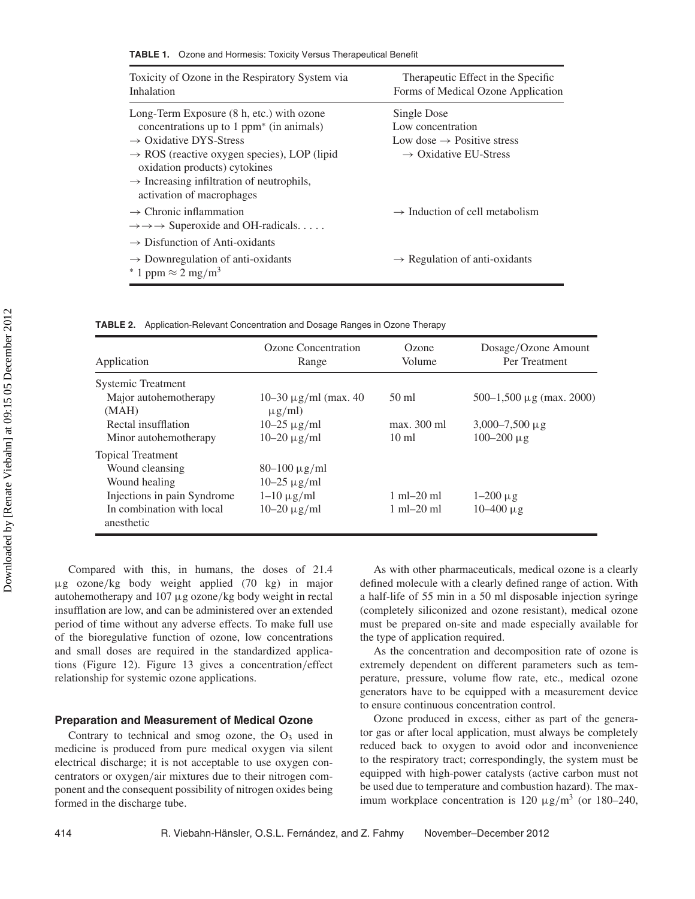**TABLE 1.** Ozone and Hormesis: Toxicity Versus Therapeutical Benefit

| Toxicity of Ozone in the Respiratory System via Inhalation | Therapeutic Effect in the Specific Forms of Medical Ozone Application |
|---|---|
| Long-Term Exposure (8 h, etc.) with ozone concentrations up to 1 ppm* (in animals) → Oxidative DYS-Stress → ROS (reactive oxygen species), LOP (lipid oxidation products) cytokines → Increasing infiltration of neutrophils, activation of macrophages | Single Dose Low concentration Low dose → Positive stress → Oxidative EU-Stress |
| → Chronic inflammation →→→ Superoxide and OH-radicals. . . . . | → Induction of cell metabolism |
| → Disfunction of Anti-oxidants | |
| → Downregulation of anti-oxidants | → Regulation of anti-oxidants |

* 1 ppm ≈ 2 $mg/m^3$

**TABLE 2.** Application-Relevant Concentration and Dosage Ranges in Ozone Therapy

| Application | Ozone Concentration Range | Ozone Volume | Dosage/Ozone Amount Per Treatment |
|---|---|---|---|
| Systemic Treatment | | | |
| Major autohemotherapy (MAH) | 10–30 μg/ml (max. 40 μg/ml) | 50 ml | 500–1,500 μg (max. 2000) |
| Rectal insufflation | 10–25 μg/ml | max. 300 ml | 3,000–7,500 μg |
| Minor autohemotherapy | 10–20 μg/ml | 10 ml | 100–200 μg |
| Topical Treatment | | | |
| Wound cleansing | 80–100 μg/ml | | |
| Wound healing | 10–25 μg/ml | | |
| Injections in pain Syndrome | 1–10 μg/ml | 1 ml–20 ml | 1–200 μg |
| In combination with local anesthetic | 10–20 μg/ml | 1 ml–20 ml | 10–400 μg |

Compared with this, in humans, the doses of 21.4 μg ozone/kg body weight applied (70 kg) in major autohemotherapy and 107 μg ozone/kg body weight in rectal insufflation are low, and can be administered over an extended period of time without any adverse effects. To make full use of the bioregulative function of ozone, low concentrations and small doses are required in the standardized applications (Figure 12). Figure 13 gives a concentration/effect relationship for systemic ozone applications.

### Preparation and Measurement of Medical Ozone

Contrary to technical and smog ozone, the $O_3$ used in medicine is produced from pure medical oxygen via silent electrical discharge; it is not acceptable to use oxygen concentrators or oxygen/air mixtures due to their nitrogen component and the consequent possibility of nitrogen oxides being formed in the discharge tube.

As with other pharmaceuticals, medical ozone is a clearly defined molecule with a clearly defined range of action. With a half-life of 55 min in a 50 ml disposable injection syringe (completely siliconized and ozone resistant), medical ozone must be prepared on-site and made especially available for the type of application required.

As the concentration and decomposition rate of ozone is extremely dependent on different parameters such as temperature, pressure, volume flow rate, etc., medical ozone generators have to be equipped with a measurement device to ensure continuous concentration control.

Ozone produced in excess, either as part of the generator gas or after local application, must always be completely reduced back to oxygen to avoid odor and inconvenience to the respiratory tract; correspondingly, the system must be equipped with high-power catalysts (active carbon must not be used due to temperature and combustion hazard). The maximum workplace concentration is 120 $\mu g/m^3$ (or 180–240,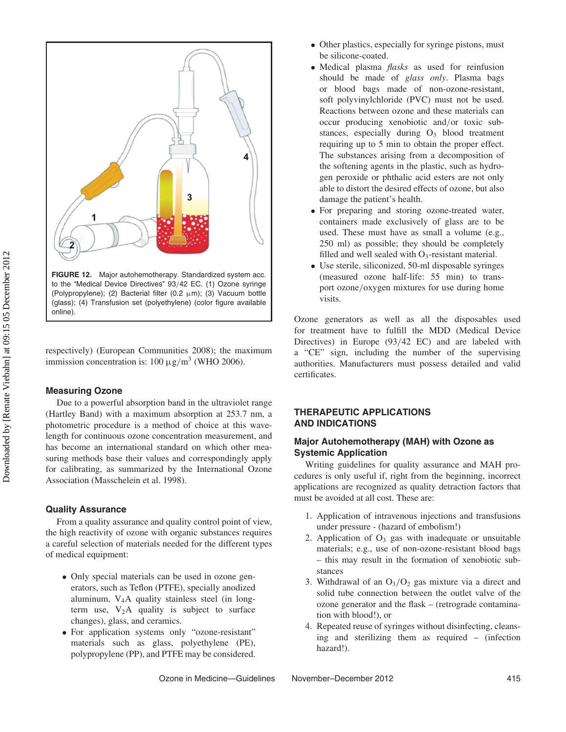FIGURE 12. Major autohemotherapy. Standardized system acc. to the "Medical Device Directives" 93/42 EC. (1) Ozone syringe (Polypropylene); (2) Bacterial filter (0.2 μm); (3) Vacuum bottle (glass); (4) Transfusion set (polyethylene) (color figure available online).

respectively) (European Communities 2008); the maximum immission concentration is: 100 $\mu g/m^3$ (WHO 2006).

### Measuring Ozone

Due to a powerful absorption band in the ultraviolet range (Hartley Band) with a maximum absorption at 253.7 nm, a photometric procedure is a method of choice at this wavelength for continuous ozone concentration measurement, and has become an international standard on which other measuring methods base their values and correspondingly apply for calibrating, as summarized by the International Ozone Association (Masschelein et al. 1998).

### Quality Assurance

From a quality assurance and quality control point of view, the high reactivity of ozone with organic substances requires a careful selection of materials needed for the different types of medical equipment:

- Only special materials can be used in ozone generators, such as Teflon (PTFE), specially anodized aluminum, $V_4A$ quality stainless steel (in long-term use, $V_2A$ quality is subject to surface changes), glass, and ceramics.
- For application systems only "ozone-resistant" materials such as glass, polyethylene (PE), polypropylene (PP), and PTFE may be considered.
- Other plastics, especially for syringe pistons, must be silicone-coated.
- Medical plasma *flasks* as used for reinfusion should be made of *glass only*. Plasma bags or blood bags made of non-ozone-resistant, soft polyvinylchloride (PVC) must not be used. Reactions between ozone and these materials can occur producing xenobiotic and/or toxic substances, especially during $O_3$ blood treatment requiring up to 5 min to obtain the proper effect. The substances arising from a decomposition of the softening agents in the plastic, such as hydrogen peroxide or phthalic acid esters are not only able to distort the desired effects of ozone, but also damage the patient's health.
- For preparing and storing ozone-treated water, containers made exclusively of glass are to be used. These must have as small a volume (e.g., 250 ml) as possible; they should be completely filled and well sealed with $O_3$-resistant material.
- Use sterile, siliconized, 50-ml disposable syringes (measured ozone half-life: 55 min) to transport ozone/oxygen mixtures for use during home visits.

Ozone generators as well as all the disposables used for treatment have to fulfill the MDD (Medical Device Directives) in Europe (93/42 EC) and are labeled with a "CE" sign, including the number of the supervising authorities. Manufacturers must possess detailed and valid certificates.

## THERAPEUTIC APPLICATIONS AND INDICATIONS

### Major Autohemotherapy (MAH) with Ozone as Systemic Application

Writing guidelines for quality assurance and MAH procedures is only useful if, right from the beginning, incorrect applications are recognized as quality detraction factors that must be avoided at all cost. These are:

1. Application of intravenous injections and transfusions under pressure - (hazard of embolism!)
2. Application of $O_3$ gas with inadequate or unsuitable materials; e.g., use of non-ozone-resistant blood bags – this may result in the formation of xenobiotic substances
3. Withdrawal of an $O_3/O_2$ gas mixture via a direct and solid tube connection between the outlet valve of the ozone generator and the flask – (retrograde contamination with blood!), or
4. Repeated reuse of syringes without disinfecting, cleansing and sterilizing them as required – (infection hazard!).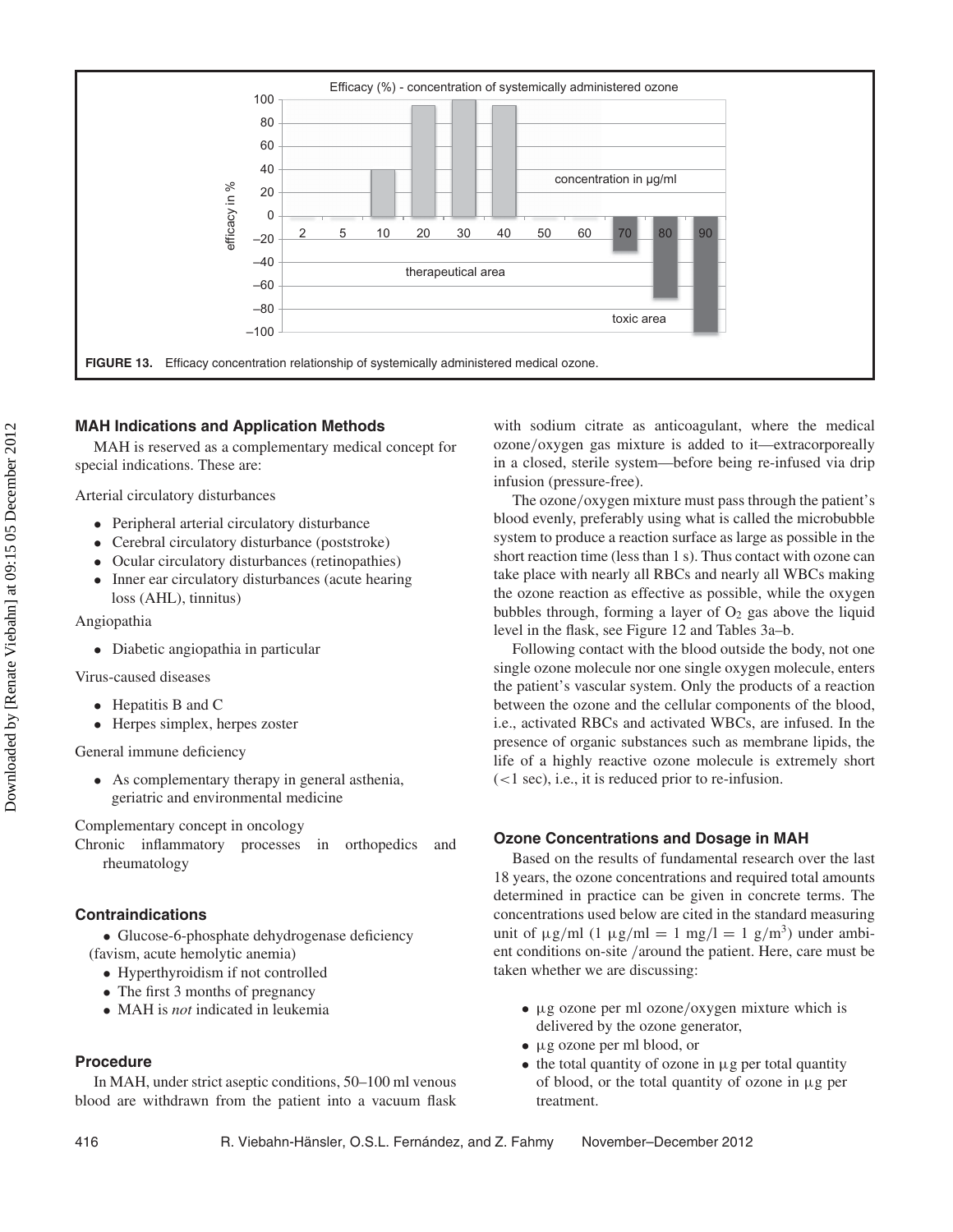FIGURE 13. Efficacy concentration relationship of systemically administered medical ozone.

### MAH Indications and Application Methods

MAH is reserved as a complementary medical concept for special indications. These are:

Arterial circulatory disturbances

- Peripheral arterial circulatory disturbance
- Cerebral circulatory disturbance (poststroke)
- Ocular circulatory disturbances (retinopathies)
- Inner ear circulatory disturbances (acute hearing loss (AHL), tinnitus)

Angiopathia

- Diabetic angiopathia in particular

Virus-caused diseases

- Hepatitis B and C
- Herpes simplex, herpes zoster

General immune deficiency

- As complementary therapy in general asthenia, geriatric and environmental medicine

Complementary concept in oncology

Chronic inflammatory processes in orthopedics and rheumatology

### Contraindications

- Glucose-6-phosphate dehydrogenase deficiency (favism, acute hemolytic anemia)
- Hyperthyroidism if not controlled
- The first 3 months of pregnancy
- MAH is *not* indicated in leukemia

### Procedure

In MAH, under strict aseptic conditions, 50–100 ml venous blood are withdrawn from the patient into a vacuum flask with sodium citrate as anticoagulant, where the medical ozone/oxygen gas mixture is added to it—extracorporeally in a closed, sterile system—before being re-infused via drip infusion (pressure-free).

The ozone/oxygen mixture must pass through the patient's blood evenly, preferably using what is called the microbubble system to produce a reaction surface as large as possible in the short reaction time (less than 1 s). Thus contact with ozone can take place with nearly all RBCs and nearly all WBCs making the ozone reaction as effective as possible, while the oxygen bubbles through, forming a layer of $O_2$ gas above the liquid level in the flask, see Figure 12 and Tables 3a–b.

Following contact with the blood outside the body, not one single ozone molecule nor one single oxygen molecule, enters the patient's vascular system. Only the products of a reaction between the ozone and the cellular components of the blood, i.e., activated RBCs and activated WBCs, are infused. In the presence of organic substances such as membrane lipids, the life of a highly reactive ozone molecule is extremely short (<1 sec), i.e., it is reduced prior to re-infusion.

### Ozone Concentrations and Dosage in MAH

Based on the results of fundamental research over the last 18 years, the ozone concentrations and required total amounts determined in practice can be given in concrete terms. The concentrations used below are cited in the standard measuring unit of μg/ml (1 μg/ml = 1 mg/l = 1 g/$m^3$) under ambient conditions on-site /around the patient. Here, care must be taken whether we are discussing:

- μg ozone per ml ozone/oxygen mixture which is delivered by the ozone generator,
- μg ozone per ml blood, or
- the total quantity of ozone in μg per total quantity of blood, or the total quantity of ozone in μg per treatment.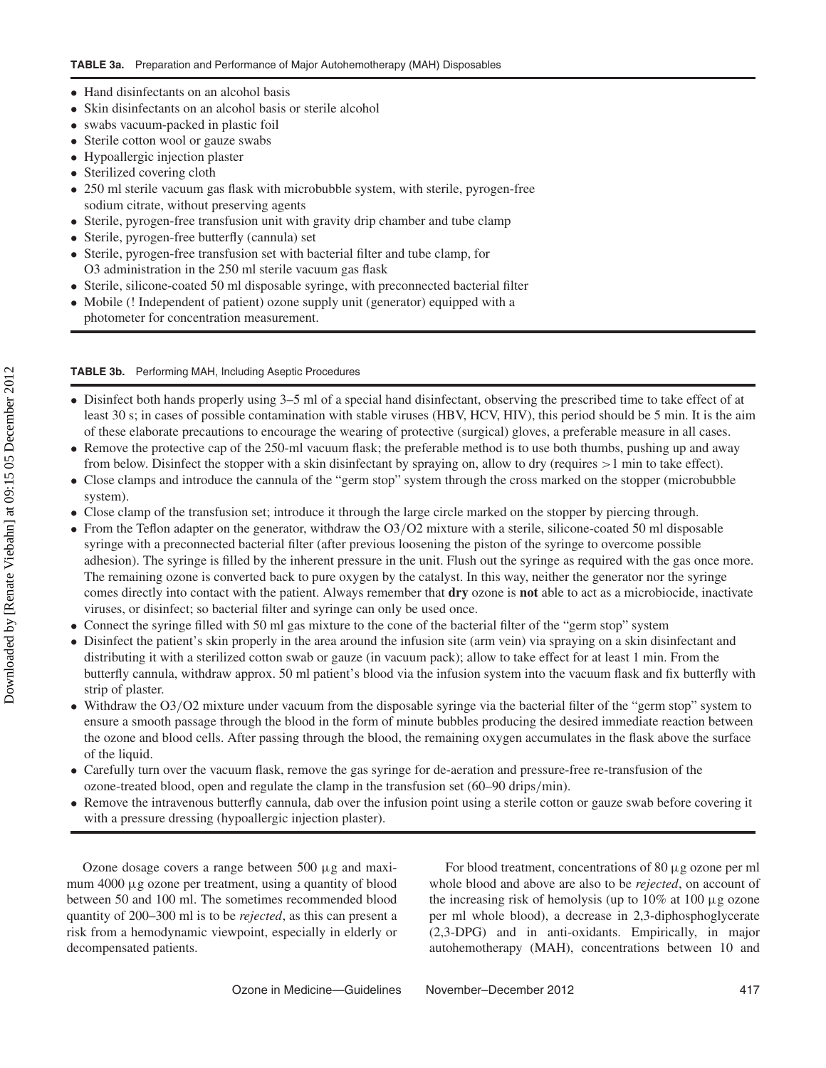**TABLE 3a.** Preparation and Performance of Major Autohemotherapy (MAH) Disposables

- Hand disinfectants on an alcohol basis
- Skin disinfectants on an alcohol basis or sterile alcohol
- swabs vacuum-packed in plastic foil
- Sterile cotton wool or gauze swabs
- Hypoallergic injection plaster
- Sterilized covering cloth
- 250 ml sterile vacuum gas flask with microbubble system, with sterile, pyrogen-free sodium citrate, without preserving agents
- Sterile, pyrogen-free transfusion unit with gravity drip chamber and tube clamp
- Sterile, pyrogen-free butterfly (cannula) set
- Sterile, pyrogen-free transfusion set with bacterial filter and tube clamp, for $O_3$ administration in the 250 ml sterile vacuum gas flask
- Sterile, silicone-coated 50 ml disposable syringe, with preconnected bacterial filter
- Mobile (! Independent of patient) ozone supply unit (generator) equipped with a photometer for concentration measurement.

**TABLE 3b.** Performing MAH, Including Aseptic Procedures

- Disinfect both hands properly using 3–5 ml of a special hand disinfectant, observing the prescribed time to take effect of at least 30 s; in cases of possible contamination with stable viruses (HBV, HCV, HIV), this period should be 5 min. It is the aim of these elaborate precautions to encourage the wearing of protective (surgical) gloves, a preferable measure in all cases.
- Remove the protective cap of the 250-ml vacuum flask; the preferable method is to use both thumbs, pushing up and away from below. Disinfect the stopper with a skin disinfectant by spraying on, allow to dry (requires >1 min to take effect).
- Close clamps and introduce the cannula of the "germ stop" system through the cross marked on the stopper (microbubble system).
- Close clamp of the transfusion set; introduce it through the large circle marked on the stopper by piercing through.
- From the Teflon adapter on the generator, withdraw the $O_3/O_2$ mixture with a sterile, silicone-coated 50 ml disposable syringe with a preconnected bacterial filter (after previous loosening the piston of the syringe to overcome possible adhesion). The syringe is filled by the inherent pressure in the unit. Flush out the syringe as required with the gas once more. The remaining ozone is converted back to pure oxygen by the catalyst. In this way, neither the generator nor the syringe comes directly into contact with the patient. Always remember that **dry** ozone is **not** able to act as a microbiocide, inactivate viruses, or disinfect; so bacterial filter and syringe can only be used once.
- Connect the syringe filled with 50 ml gas mixture to the cone of the bacterial filter of the "germ stop" system
- Disinfect the patient's skin properly in the area around the infusion site (arm vein) via spraying on a skin disinfectant and distributing it with a sterilized cotton swab or gauze (in vacuum pack); allow to take effect for at least 1 min. From the butterfly cannula, withdraw approx. 50 ml patient's blood via the infusion system into the vacuum flask and fix butterfly with strip of plaster.
- Withdraw the $O_3/O_2$ mixture under vacuum from the disposable syringe via the bacterial filter of the "germ stop" system to ensure a smooth passage through the blood in the form of minute bubbles producing the desired immediate reaction between the ozone and blood cells. After passing through the blood, the remaining oxygen accumulates in the flask above the surface of the liquid.
- Carefully turn over the vacuum flask, remove the gas syringe for de-aeration and pressure-free re-transfusion of the ozone-treated blood, open and regulate the clamp in the transfusion set (60–90 drips/min).
- Remove the intravenous butterfly cannula, dab over the infusion point using a sterile cotton or gauze swab before covering it with a pressure dressing (hypoallergic injection plaster).

Ozone dosage covers a range between 500 μg and maximum 4000 μg ozone per treatment, using a quantity of blood between 50 and 100 ml. The sometimes recommended blood quantity of 200–300 ml is to be *rejected*, as this can present a risk from a hemodynamic viewpoint, especially in elderly or decompensated patients.

For blood treatment, concentrations of 80 μg ozone per ml whole blood and above are also to be *rejected*, on account of the increasing risk of hemolysis (up to 10% at 100 μg ozone per ml whole blood), a decrease in 2,3-diphosphoglycerate (2,3-DPG) and in anti-oxidants. Empirically, in major autohemotherapy (MAH), concentrations between 10 and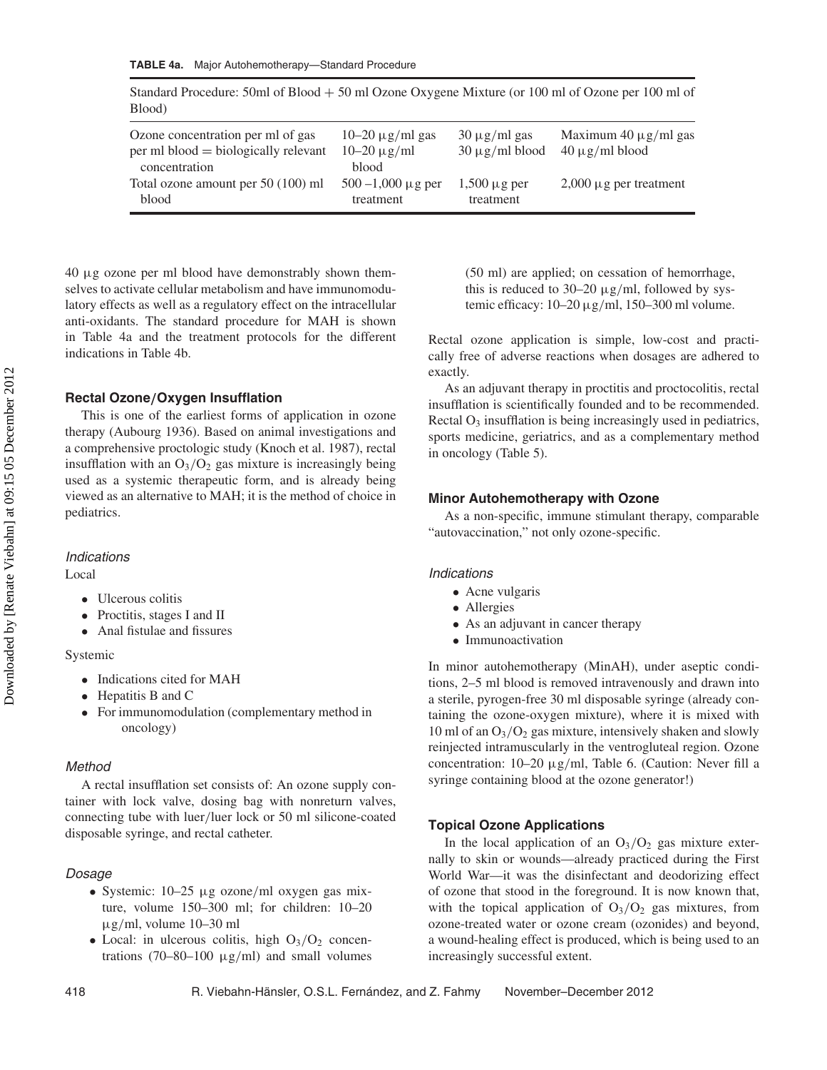**TABLE 4a.** Major Autohemotherapy—Standard Procedure

| Standard Procedure: 50ml of Blood + 50 ml Ozone Oxygene Mixture (or 100 ml of Ozone per 100 ml of Blood) | | | |
|---|---|---|---|
| Ozone concentration per ml of gas per ml blood = biologically relevant concentration | 10–20 μg/ml gas 10–20 μg/ml blood | 30 μg/ml gas 30 μg/ml blood | Maximum 40 μg/ml gas 40 μg/ml blood |
| Total ozone amount per 50 (100) ml blood | 500 –1,000 μg per treatment | 1,500 μg per treatment | 2,000 μg per treatment |

40 μg ozone per ml blood have demonstrably shown themselves to activate cellular metabolism and have immunomodulatory effects as well as a regulatory effect on the intracellular anti-oxidants. The standard procedure for MAH is shown in Table 4a and the treatment protocols for the different indications in Table 4b.

### Rectal Ozone/Oxygen Insufflation

This is one of the earliest forms of application in ozone therapy (Aubourg 1936). Based on animal investigations and a comprehensive proctologic study (Knoch et al. 1987), rectal insufflation with an $O_3/O_2$ gas mixture is increasingly being used as a systemic therapeutic form, and is already being viewed as an alternative to MAH; it is the method of choice in pediatrics.

#### *Indications*

Local

- Ulcerous colitis
- Proctitis, stages I and II
- Anal fistulae and fissures

Systemic

- Indications cited for MAH
- Hepatitis B and C
- For immunomodulation (complementary method in oncology)

#### *Method*

A rectal insufflation set consists of: An ozone supply container with lock valve, dosing bag with nonreturn valves, connecting tube with luer/luer lock or 50 ml silicone-coated disposable syringe, and rectal catheter.

#### *Dosage*

- Systemic: 10–25 μg ozone/ml oxygen gas mixture, volume 150–300 ml; for children: 10–20 μg/ml, volume 10–30 ml
- Local: in ulcerous colitis, high $O_3/O_2$ concentrations (70–80–100 μg/ml) and small volumes (50 ml) are applied; on cessation of hemorrhage, this is reduced to 30–20 μg/ml, followed by systemic efficacy: 10–20 μg/ml, 150–300 ml volume.

Rectal ozone application is simple, low-cost and practically free of adverse reactions when dosages are adhered to exactly.

As an adjuvant therapy in proctitis and proctocolitis, rectal insufflation is scientifically founded and to be recommended. Rectal $O_3$ insufflation is being increasingly used in pediatrics, sports medicine, geriatrics, and as a complementary method in oncology (Table 5).

### Minor Autohemotherapy with Ozone

As a non-specific, immune stimulant therapy, comparable "autovaccination," not only ozone-specific.

#### *Indications*

- Acne vulgaris
- Allergies
- As an adjuvant in cancer therapy
- Immunoactivation

In minor autohemotherapy (MinAH), under aseptic conditions, 2–5 ml blood is removed intravenously and drawn into a sterile, pyrogen-free 30 ml disposable syringe (already containing the ozone-oxygen mixture), where it is mixed with 10 ml of an $O_3/O_2$ gas mixture, intensively shaken and slowly reinjected intramuscularly in the ventrogluteal region. Ozone concentration: 10–20 μg/ml, Table 6. (Caution: Never fill a syringe containing blood at the ozone generator!)

### Topical Ozone Applications

In the local application of an $O_3/O_2$ gas mixture externally to skin or wounds—already practiced during the First World War—it was the disinfectant and deodorizing effect of ozone that stood in the foreground. It is now known that, with the topical application of $O_3/O_2$ gas mixtures, from ozone-treated water or ozone cream (ozonides) and beyond, a wound-healing effect is produced, which is being used to an increasingly successful extent.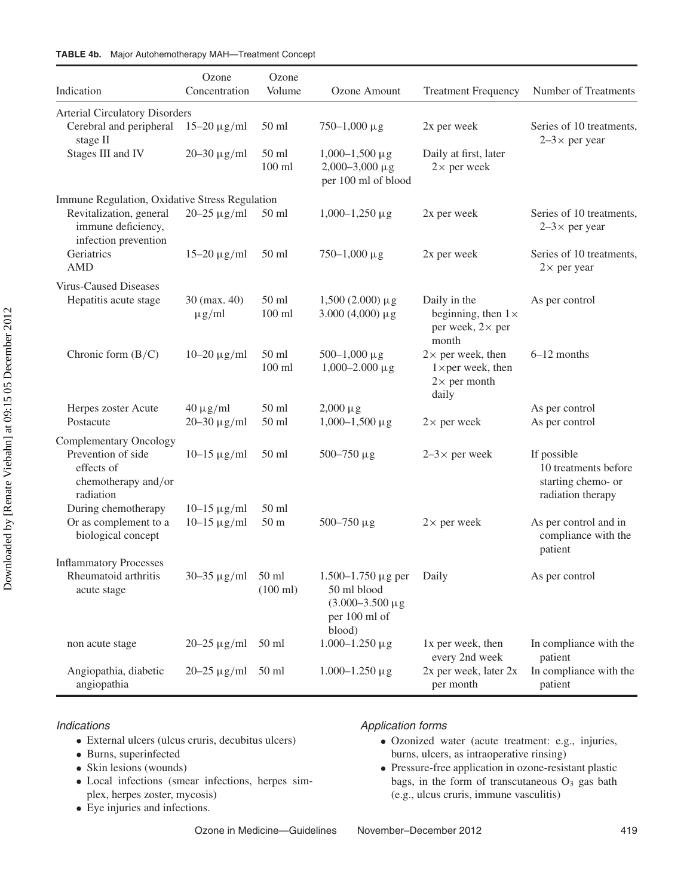**TABLE 4b.** Major Autohemotherapy MAH—Treatment Concept

| Indication | Ozone Concentration | Ozone Volume | Ozone Amount | Treatment Frequency | Number of Treatments |
|---|---|---|---|---|---|
| Arterial Circulatory Disorders | | | | | |
| Cerebral and peripheral stage II | 15–20 μg/ml | 50 ml | 750–1,000 μg | 2x per week | Series of 10 treatments, 2–3× per year |
| Stages III and IV | 20–30 μg/ml | 50 ml<br>100 ml | 1,000–1,500 μg<br>2,000–3,000 μg per 100 ml of blood | Daily at first, later 2× per week | |
| Immune Regulation, Oxidative Stress Regulation | | | | | |
| Revitalization, general immune deficiency, infection prevention | 20–25 μg/ml | 50 ml | 1,000–1,250 μg | 2x per week | Series of 10 treatments, 2–3× per year |
| Geriatrics<br>AMD | 15–20 μg/ml | 50 ml | 750–1,000 μg | 2x per week | Series of 10 treatments, 2× per year |
| Virus-Caused Diseases | | | | | |
| Hepatitis acute stage | 30 (max. 40) μg/ml | 50 ml<br>100 ml | 1,500 (2.000) μg<br>3.000 (4,000) μg | Daily in the beginning, then 1× per week, 2× per month | As per control |
| Chronic form (B/C) | 10–20 μg/ml | 50 ml<br>100 ml | 500–1,000 μg<br>1,000–2.000 μg | 2× per week, then 1×per week, then 2× per month daily | 6–12 months |
| Herpes zoster Acute | 40 μg/ml | 50 ml | 2,000 μg | | As per control |
| Postacute | 20–30 μg/ml | 50 ml | 1,000–1,500 μg | 2× per week | As per control |
| Complementary Oncology | | | | | |
| Prevention of side effects of chemotherapy and/or radiation | 10–15 μg/ml | 50 ml | 500–750 μg | 2–3× per week | If possible 10 treatments before starting chemo- or radiation therapy |
| During chemotherapy | 10–15 μg/ml | 50 ml | | | |
| Or as complement to a biological concept | 10–15 μg/ml | 50 m | 500–750 μg | 2× per week | As per control and in compliance with the patient |
| Inflammatory Processes | | | | | |
| Rheumatoid arthritis acute stage | 30–35 μg/ml | 50 ml<br>(100 ml) | 1.500–1.750 μg per 50 ml blood<br>(3.000–3.500 μg per 100 ml of blood) | Daily | As per control |
| non acute stage | 20–25 μg/ml | 50 ml | 1.000–1.250 μg | 1x per week, then every 2nd week | In compliance with the patient |
| Angiopathia, diabetic angiopathia | 20–25 μg/ml | 50 ml | 1.000–1.250 μg | 2x per week, later 2x per month | In compliance with the patient |

*Indications*

- External ulcers (ulcus cruris, decubitus ulcers)
- Burns, superinfected
- Skin lesions (wounds)
- Local infections (smear infections, herpes simplex, herpes zoster, mycosis)
- Eye injuries and infections.

*Application forms*

- Ozonized water (acute treatment: e.g., injuries, burns, ulcers, as intraoperative rinsing)
- Pressure-free application in ozone-resistant plastic bags, in the form of transcutaneous $O_3$ gas bath (e.g., ulcus cruris, immune vasculitis)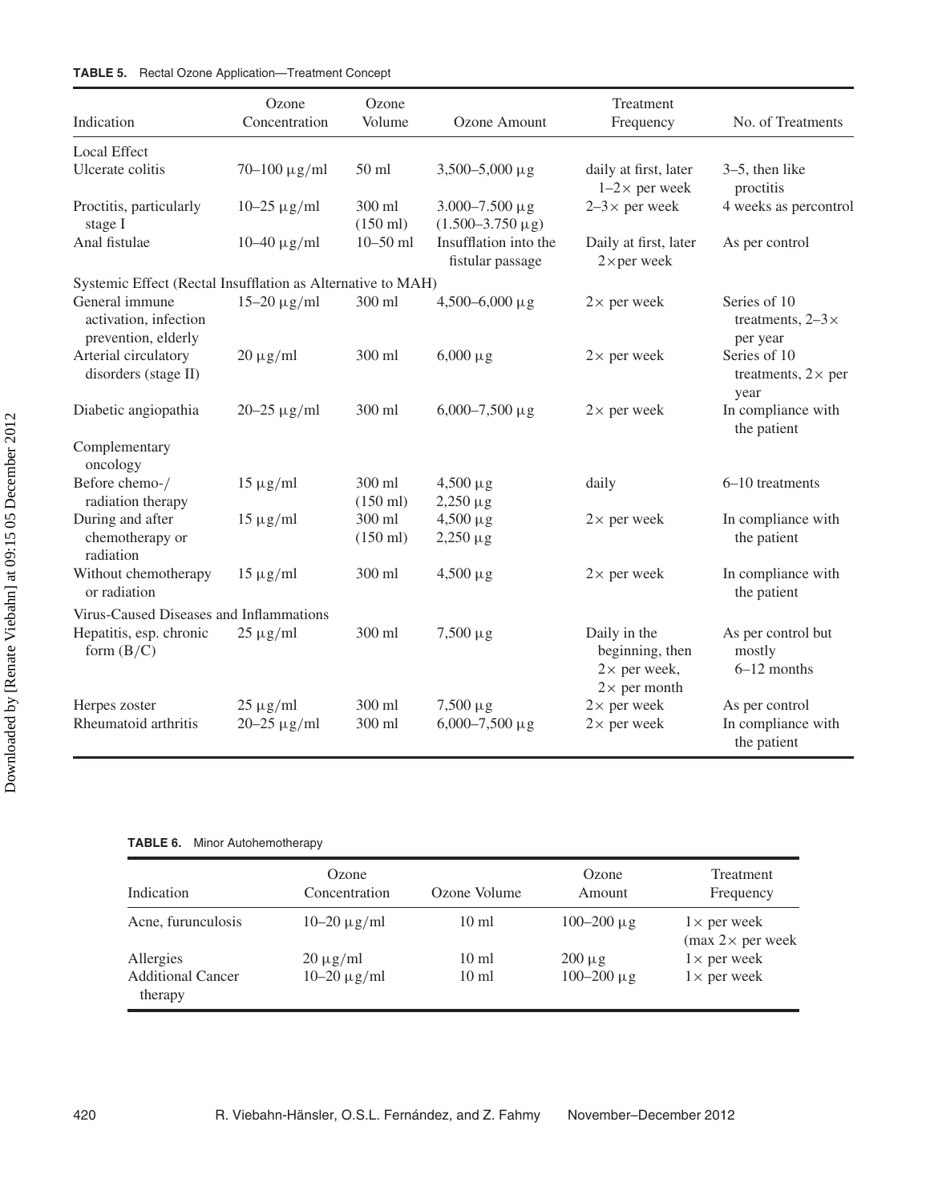**TABLE 5.** Rectal Ozone Application—Treatment Concept

| Indication | Ozone Concentration | Ozone Volume | Ozone Amount | Treatment Frequency | No. of Treatments |
|---|---|---|---|---|---|
| Local Effect | | | | | |
| Ulcerate colitis | 70–100 μg/ml | 50 ml | 3,500–5,000 μg | daily at first, later 1–2× per week | 3–5, then like proctitis |
| Proctitis, particularly stage I | 10–25 μg/ml | 300 ml (150 ml) | 3.000–7.500 μg (1.500–3.750 μg) | 2–3× per week | 4 weeks as percontrol |
| Anal fistulae | 10–40 μg/ml | 10–50 ml | Insufflation into the fistular passage | Daily at first, later 2×per week | As per control |
| Systemic Effect (Rectal Insufflation as Alternative to MAH) | | | | | |
| General immune activation, infection prevention, elderly | 15–20 μg/ml | 300 ml | 4,500–6,000 μg | 2× per week | Series of 10 treatments, 2–3× per year |
| Arterial circulatory disorders (stage II) | 20 μg/ml | 300 ml | 6,000 μg | 2× per week | Series of 10 treatments, 2× per year |
| Diabetic angiopathia | 20–25 μg/ml | 300 ml | 6,000–7,500 μg | 2× per week | In compliance with the patient |
| Complementary oncology | | | | | |
| Before chemo-/radiation therapy | 15 μg/ml | 300 ml (150 ml) | 4,500 μg 2,250 μg | daily | 6–10 treatments |
| During and after chemotherapy or radiation | 15 μg/ml | 300 ml (150 ml) | 4,500 μg 2,250 μg | 2× per week | In compliance with the patient |
| Without chemotherapy or radiation | 15 μg/ml | 300 ml | 4,500 μg | 2× per week | In compliance with the patient |
| Virus-Caused Diseases and Inflammations | | | | | |
| Hepatitis, esp. chronic form (B/C) | 25 μg/ml | 300 ml | 7,500 μg | Daily in the beginning, then 2× per week, 2× per month | As per control but mostly 6–12 months |
| Herpes zoster | 25 μg/ml | 300 ml | 7,500 μg | 2× per week | As per control |
| Rheumatoid arthritis | 20–25 μg/ml | 300 ml | 6,000–7,500 μg | 2× per week | In compliance with the patient |

**TABLE 6.** Minor Autohemotherapy

| Indication | Ozone Concentration | Ozone Volume | Ozone Amount | Treatment Frequency |
|---|---|---|---|---|
| Acne, furunculosis | 10–20 μg/ml | 10 ml | 100–200 μg | 1× per week (max 2× per week |
| Allergies | 20 μg/ml | 10 ml | 200 μg | 1× per week |
| Additional Cancer therapy | 10–20 μg/ml | 10 ml | 100–200 μg | 1× per week |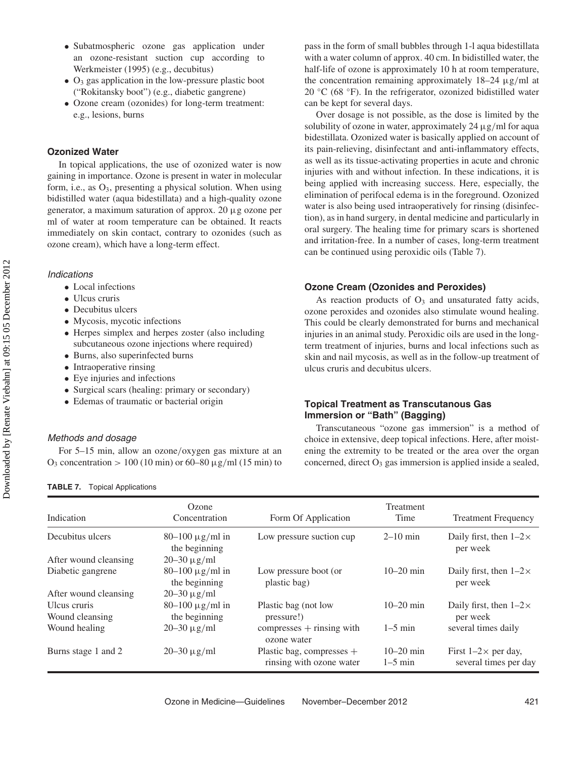- Subatmospheric ozone gas application under an ozone-resistant suction cup according to Werkmeister (1995) (e.g., decubitus)
- $O_3$ gas application in the low-pressure plastic boot ("Rokitansky boot") (e.g., diabetic gangrene)
- Ozone cream (ozonides) for long-term treatment: e.g., lesions, burns

### Ozonized Water

In topical applications, the use of ozonized water is now gaining in importance. Ozone is present in water in molecular form, i.e., as $O_3$, presenting a physical solution. When using bidistilled water (aqua bidestillata) and a high-quality ozone generator, a maximum saturation of approx. 20 μg ozone per ml of water at room temperature can be obtained. It reacts immediately on skin contact, contrary to ozonides (such as ozone cream), which have a long-term effect.

#### *Indications*

- Local infections
- Ulcus cruris
- Decubitus ulcers
- Mycosis, mycotic infections
- Herpes simplex and herpes zoster (also including subcutaneous ozone injections where required)
- Burns, also superinfected burns
- Intraoperative rinsing
- Eye injuries and infections
- Surgical scars (healing: primary or secondary)
- Edemas of traumatic or bacterial origin

#### *Methods and dosage*

For 5–15 min, allow an ozone/oxygen gas mixture at an $O_3$ concentration > 100 (10 min) or 60–80 μg/ml (15 min) to pass in the form of small bubbles through 1-l aqua bidestillata with a water column of approx. 40 cm. In bidistilled water, the half-life of ozone is approximately 10 h at room temperature, the concentration remaining approximately 18–24 μg/ml at 20 °C (68 °F). In the refrigerator, ozonized bidistilled water can be kept for several days.

Over dosage is not possible, as the dose is limited by the solubility of ozone in water, approximately 24 μg/ml for aqua bidestillata. Ozonized water is basically applied on account of its pain-relieving, disinfectant and anti-inflammatory effects, as well as its tissue-activating properties in acute and chronic injuries with and without infection. In these indications, it is being applied with increasing success. Here, especially, the elimination of perifocal edema is in the foreground. Ozonized water is also being used intraoperatively for rinsing (disinfection), as in hand surgery, in dental medicine and particularly in oral surgery. The healing time for primary scars is shortened and irritation-free. In a number of cases, long-term treatment can be continued using peroxidic oils (Table 7).

### Ozone Cream (Ozonides and Peroxides)

As reaction products of $O_3$ and unsaturated fatty acids, ozone peroxides and ozonides also stimulate wound healing. This could be clearly demonstrated for burns and mechanical injuries in an animal study. Peroxidic oils are used in the long-term treatment of injuries, burns and local infections such as skin and nail mycosis, as well as in the follow-up treatment of ulcus cruris and decubitus ulcers.

### Topical Treatment as Transcutanous Gas Immersion or "Bath" (Bagging)

Transcutaneous "ozone gas immersion" is a method of choice in extensive, deep topical infections. Here, after moistening the extremity to be treated or the area over the organ concerned, direct $O_3$ gas immersion is applied inside a sealed,

**TABLE 7.** Topical Applications

| Indication | Ozone Concentration | Form Of Application | Treatment Time | Treatment Frequency |
|---|---|---|---|---|
| Decubitus ulcers | 80–100 μg/ml in the beginning | Low pressure suction cup | 2–10 min | Daily first, then 1–2× per week |
| After wound cleansing | 20–30 μg/ml | | | |
| Diabetic gangrene | 80–100 μg/ml in the beginning | Low pressure boot (or plastic bag) | 10–20 min | Daily first, then 1–2× per week |
| After wound cleansing | 20–30 μg/ml | | | |
| Ulcus cruris<br>Wound cleansing | 80–100 μg/ml in the beginning | Plastic bag (not low pressure!) | 10–20 min | Daily first, then 1–2× per week |
| Wound healing | 20–30 μg/ml | compresses + rinsing with ozone water | 1–5 min | several times daily |
| Burns stage 1 and 2 | 20–30 μg/ml | Plastic bag, compresses + rinsing with ozone water | 10–20 min<br>1–5 min | First 1–2× per day, several times per day |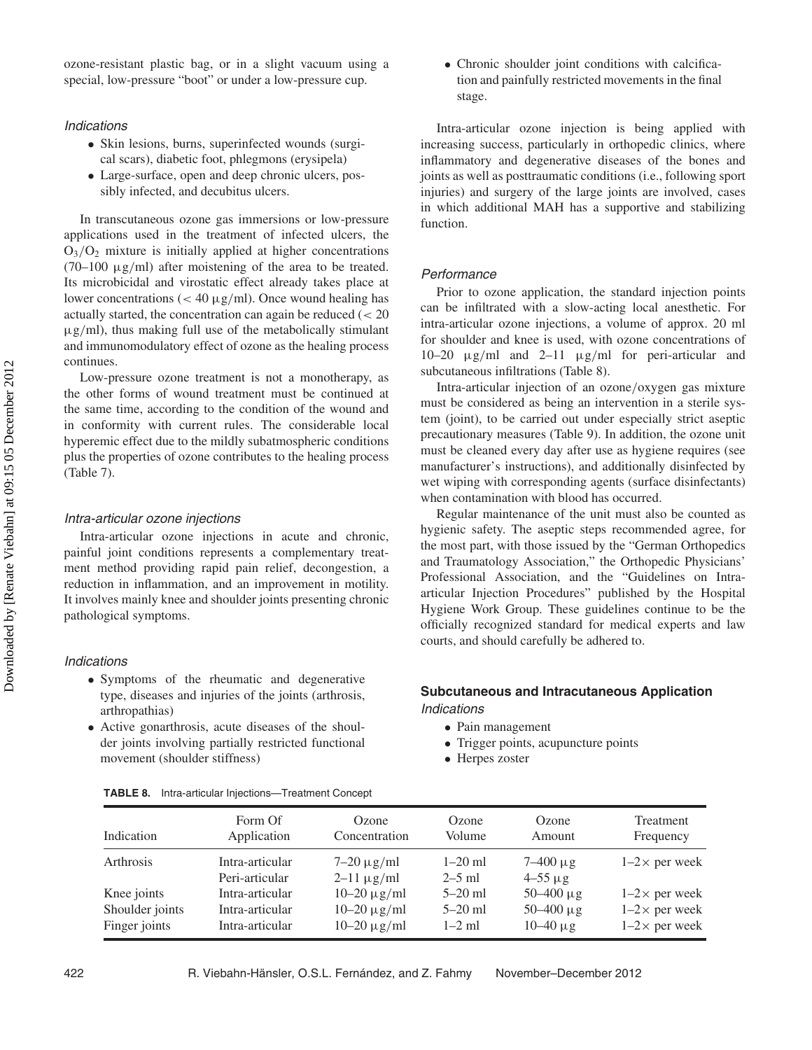ozone-resistant plastic bag, or in a slight vacuum using a special, low-pressure "boot" or under a low-pressure cup.

*Indications*

- Skin lesions, burns, superinfected wounds (surgical scars), diabetic foot, phlegmons (erysipela)
- Large-surface, open and deep chronic ulcers, possibly infected, and decubitus ulcers.

In transcutaneous ozone gas immersions or low-pressure applications used in the treatment of infected ulcers, the $O_3/O_2$ mixture is initially applied at higher concentrations (70–100 μg/ml) after moistening of the area to be treated. Its microbicidal and virostatic effect already takes place at lower concentrations (< 40 μg/ml). Once wound healing has actually started, the concentration can again be reduced (< 20 μg/ml), thus making full use of the metabolically stimulant and immunomodulatory effect of ozone as the healing process continues.

Low-pressure ozone treatment is not a monotherapy, as the other forms of wound treatment must be continued at the same time, according to the condition of the wound and in conformity with current rules. The considerable local hyperemic effect due to the mildly subatmospheric conditions plus the properties of ozone contributes to the healing process (Table 7).

*Intra-articular ozone injections*

Intra-articular ozone injections in acute and chronic, painful joint conditions represents a complementary treatment method providing rapid pain relief, decongestion, a reduction in inflammation, and an improvement in motility. It involves mainly knee and shoulder joints presenting chronic pathological symptoms.

*Indications*

- Symptoms of the rheumatic and degenerative type, diseases and injuries of the joints (arthrosis, arthropathias)
- Active gonarthrosis, acute diseases of the shoulder joints involving partially restricted functional movement (shoulder stiffness)
- Chronic shoulder joint conditions with calcification and painfully restricted movements in the final stage.

Intra-articular ozone injection is being applied with increasing success, particularly in orthopedic clinics, where inflammatory and degenerative diseases of the bones and joints as well as posttraumatic conditions (i.e., following sport injuries) and surgery of the large joints are involved, cases in which additional MAH has a supportive and stabilizing function.

*Performance*

Prior to ozone application, the standard injection points can be infiltrated with a slow-acting local anesthetic. For intra-articular ozone injections, a volume of approx. 20 ml for shoulder and knee is used, with ozone concentrations of 10–20 μg/ml and 2–11 μg/ml for peri-articular and subcutaneous infiltrations (Table 8).

Intra-articular injection of an ozone/oxygen gas mixture must be considered as being an intervention in a sterile system (joint), to be carried out under especially strict aseptic precautionary measures (Table 9). In addition, the ozone unit must be cleaned every day after use as hygiene requires (see manufacturer's instructions), and additionally disinfected by wet wiping with corresponding agents (surface disinfectants) when contamination with blood has occurred.

Regular maintenance of the unit must also be counted as hygienic safety. The aseptic steps recommended agree, for the most part, with those issued by the "German Orthopedics and Traumatology Association," the Orthopedic Physicians' Professional Association, and the "Guidelines on Intra-articular Injection Procedures" published by the Hospital Hygiene Work Group. These guidelines continue to be the officially recognized standard for medical experts and law courts, and should carefully be adhered to.

### Subcutaneous and Intracutaneous Application

*Indications*

- Pain management
- Trigger points, acupuncture points
- Herpes zoster

**TABLE 8.** Intra-articular Injections—Treatment Concept

| Indication | Form Of Application | Ozone Concentration | Ozone Volume | Ozone Amount | Treatment Frequency |
|---|---|---|---|---|---|
| Arthrosis | Intra-articular | 7–20 μg/ml | 1–20 ml | 7–400 μg | 1–2× per week |
| | Peri-articular | 2–11 μg/ml | 2–5 ml | 4–55 μg | |
| Knee joints | Intra-articular | 10–20 μg/ml | 5–20 ml | 50–400 μg | 1–2× per week |
| Shoulder joints | Intra-articular | 10–20 μg/ml | 5–20 ml | 50–400 μg | 1–2× per week |
| Finger joints | Intra-articular | 10–20 μg/ml | 1–2 ml | 10–40 μg | 1–2× per week |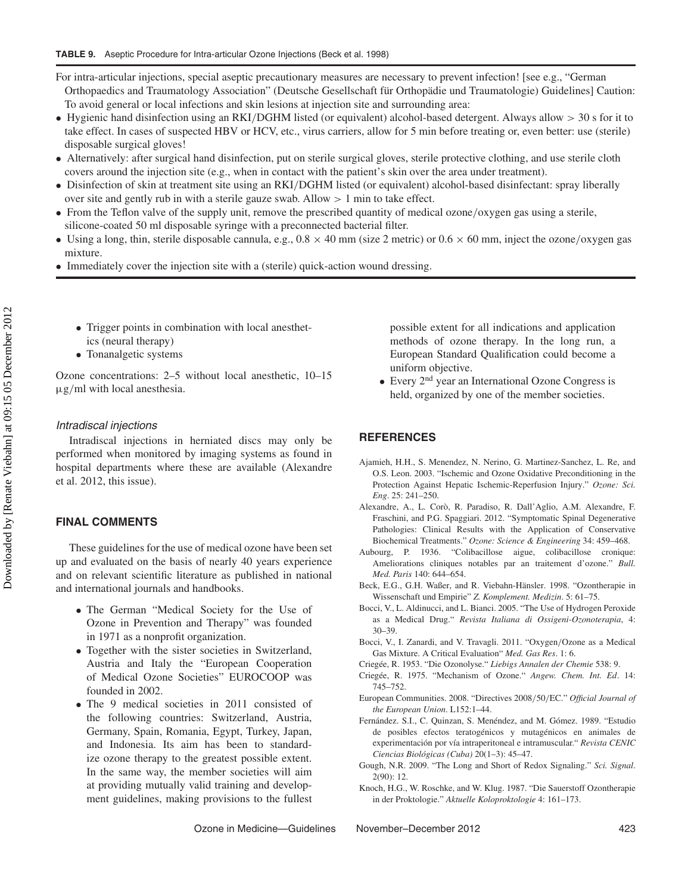**TABLE 9.** Aseptic Procedure for Intra-articular Ozone Injections (Beck et al. 1998)

For intra-articular injections, special aseptic precautionary measures are necessary to prevent infection! [see e.g., "German Orthopaedics and Traumatology Association" (Deutsche Gesellschaft für Orthopädie und Traumatologie) Guidelines] Caution: To avoid general or local infections and skin lesions at injection site and surrounding area:

- Hygienic hand disinfection using an RKI/DGHM listed (or equivalent) alcohol-based detergent. Always allow > 30 s for it to take effect. In cases of suspected HBV or HCV, etc., virus carriers, allow for 5 min before treating or, even better: use (sterile) disposable surgical gloves!
- Alternatively: after surgical hand disinfection, put on sterile surgical gloves, sterile protective clothing, and use sterile cloth covers around the injection site (e.g., when in contact with the patient's skin over the area under treatment).
- Disinfection of skin at treatment site using an RKI/DGHM listed (or equivalent) alcohol-based disinfectant: spray liberally over site and gently rub in with a sterile gauze swab. Allow > 1 min to take effect.
- From the Teflon valve of the supply unit, remove the prescribed quantity of medical ozone/oxygen gas using a sterile, silicone-coated 50 ml disposable syringe with a preconnected bacterial filter.
- Using a long, thin, sterile disposable cannula, e.g., $0.8 \times 40$ mm (size 2 metric) or $0.6 \times 60$ mm, inject the ozone/oxygen gas mixture.
- Immediately cover the injection site with a (sterile) quick-action wound dressing.

- Trigger points in combination with local anesthetics (neural therapy)
- Tonanalgetic systems

Ozone concentrations: 2–5 without local anesthetic, 10–15 μg/ml with local anesthesia.

*Intradiscal injections*

Intradiscal injections in herniated discs may only be performed when monitored by imaging systems as found in hospital departments where these are available (Alexandre et al. 2012, this issue).

## FINAL COMMENTS

These guidelines for the use of medical ozone have been set up and evaluated on the basis of nearly 40 years experience and on relevant scientific literature as published in national and international journals and handbooks.

- The German "Medical Society for the Use of Ozone in Prevention and Therapy" was founded in 1971 as a nonprofit organization.
- Together with the sister societies in Switzerland, Austria and Italy the "European Cooperation of Medical Ozone Societies" EUROCOOP was founded in 2002.
- The 9 medical societies in 2011 consisted of the following countries: Switzerland, Austria, Germany, Spain, Romania, Egypt, Turkey, Japan, and Indonesia. Its aim has been to standardize ozone therapy to the greatest possible extent. In the same way, the member societies will aim at providing mutually valid training and development guidelines, making provisions to the fullest possible extent for all indications and application methods of ozone therapy. In the long run, a European Standard Qualification could become a uniform objective.
- Every 2nd year an International Ozone Congress is held, organized by one of the member societies.

## REFERENCES

Ajamieh, H.H., S. Menendez, N. Nerino, G. Martinez-Sanchez, L. Re, and O.S. Leon. 2003. "Ischemic and Ozone Oxidative Preconditioning in the Protection Against Hepatic Ischemic-Reperfusion Injury." *Ozone: Sci. Eng*. 25: 241–250.

Alexandre, A., L. Corò, R. Paradiso, R. Dall'Aglio, A.M. Alexandre, F. Fraschini, and P.G. Spaggiari. 2012. "Symptomatic Spinal Degenerative Pathologies: Clinical Results with the Application of Conservative Biochemical Treatments." *Ozone: Science & Engineering* 34: 459–468.

Aubourg, P. 1936. "Colibacillose aigue, colibacillose cronique: Ameliorations cliniques notables par an traitement d'ozone." *Bull. Med. Paris* 140: 644–654.

Beck, E.G., G.H. Waßer, and R. Viebahn-Hänsler. 1998. "Ozontherapie in Wissenschaft und Empirie" *Z. Komplement. Medizin*. 5: 61–75.

Bocci, V., L. Aldinucci, and L. Bianci. 2005. "The Use of Hydrogen Peroxide as a Medical Drug." *Revista Italiana di Ossigeni-Ozonoterapia*, 4: 30–39.

Bocci, V., I. Zanardi, and V. Travagli. 2011. "Oxygen/Ozone as a Medical Gas Mixture. A Critical Evaluation" *Med. Gas Res*. 1: 6.

Criegée, R. 1953. "Die Ozonolyse." *Liebigs Annalen der Chemie* 538: 9.

Criegée, R. 1975. "Mechanism of Ozone." *Angew. Chem. Int. Ed*. 14: 745–752.

European Communities. 2008. "Directives 2008/50/EC." *Official Journal of the European Union*. L152:1–44.

Fernández. S.I., C. Quinzan, S. Menéndez, and M. Gómez. 1989. "Estudio de posibles efectos teratogénicos y mutagénicos en animales de experimentación por vía intraperitoneal e intramuscular." *Revista CENIC Ciencias Biológicas (Cuba)* 20(1–3): 45–47.

Gough, N.R. 2009. "The Long and Short of Redox Signaling." *Sci. Signal*. 2(90): 12.

Knoch, H.G., W. Roschke, and W. Klug. 1987. "Die Sauerstoff Ozontherapie in der Proktologie." *Aktuelle Koloproktologie* 4: 161–173.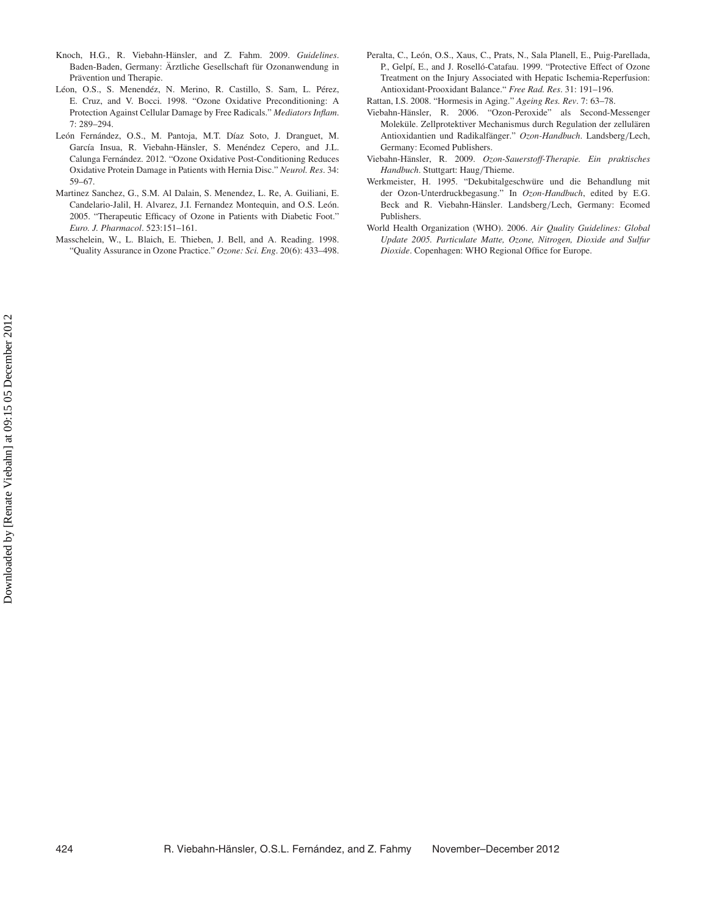Knoch, H.G., R. Viebahn-Hänsler, and Z. Fahm. 2009. *Guidelines*. Baden-Baden, Germany: Ärztliche Gesellschaft für Ozonanwendung in Prävention und Therapie.

Léon, O.S., S. Menendéz, N. Merino, R. Castillo, S. Sam, L. Pérez, E. Cruz, and V. Bocci. 1998. "Ozone Oxidative Preconditioning: A Protection Against Cellular Damage by Free Radicals." *Mediators Inflam*. 7: 289–294.

León Fernández, O.S., M. Pantoja, M.T. Díaz Soto, J. Dranguet, M. García Insua, R. Viebahn-Hänsler, S. Menéndez Cepero, and J.L. Calunga Fernández. 2012. "Ozone Oxidative Post-Conditioning Reduces Oxidative Protein Damage in Patients with Hernia Disc." *Neurol. Res*. 34: 59–67.

Martinez Sanchez, G., S.M. Al Dalain, S. Menendez, L. Re, A. Guiliani, E. Candelario-Jalil, H. Alvarez, J.I. Fernandez Montequin, and O.S. León. 2005. "Therapeutic Efficacy of Ozone in Patients with Diabetic Foot." *Euro. J. Pharmacol*. 523:151–161.

Masschelein, W., L. Blaich, E. Thieben, J. Bell, and A. Reading. 1998. "Quality Assurance in Ozone Practice." *Ozone: Sci. Eng*. 20(6): 433–498.

Peralta, C., León, O.S., Xaus, C., Prats, N., Sala Planell, E., Puig-Parellada, P., Gelpí, E., and J. Roselló-Catafau. 1999. "Protective Effect of Ozone Treatment on the Injury Associated with Hepatic Ischemia-Reperfusion: Antioxidant-Prooxidant Balance." *Free Rad. Res*. 31: 191–196.

Rattan, I.S. 2008. "Hormesis in Aging." *Ageing Res. Rev*. 7: 63–78.

Viebahn-Hänsler, R. 2006. "Ozon-Peroxide" als Second-Messenger Moleküle. Zellprotektiver Mechanismus durch Regulation der zellulären Antioxidantien und Radikalfänger." *Ozon-Handbuch*. Landsberg/Lech, Germany: Ecomed Publishers.

Viebahn-Hänsler, R. 2009. *Ozon-Sauerstoff-Therapie. Ein praktisches Handbuch*. Stuttgart: Haug/Thieme.

Werkmeister, H. 1995. "Dekubitalgeschwüre und die Behandlung mit der Ozon-Unterdruckbegasung." In *Ozon-Handbuch*, edited by E.G. Beck and R. Viebahn-Hänsler. Landsberg/Lech, Germany: Ecomed Publishers.

World Health Organization (WHO). 2006. *Air Quality Guidelines: Global Update 2005. Particulate Matte, Ozone, Nitrogen, Dioxide and Sulfur Dioxide*. Copenhagen: WHO Regional Office for Europe.